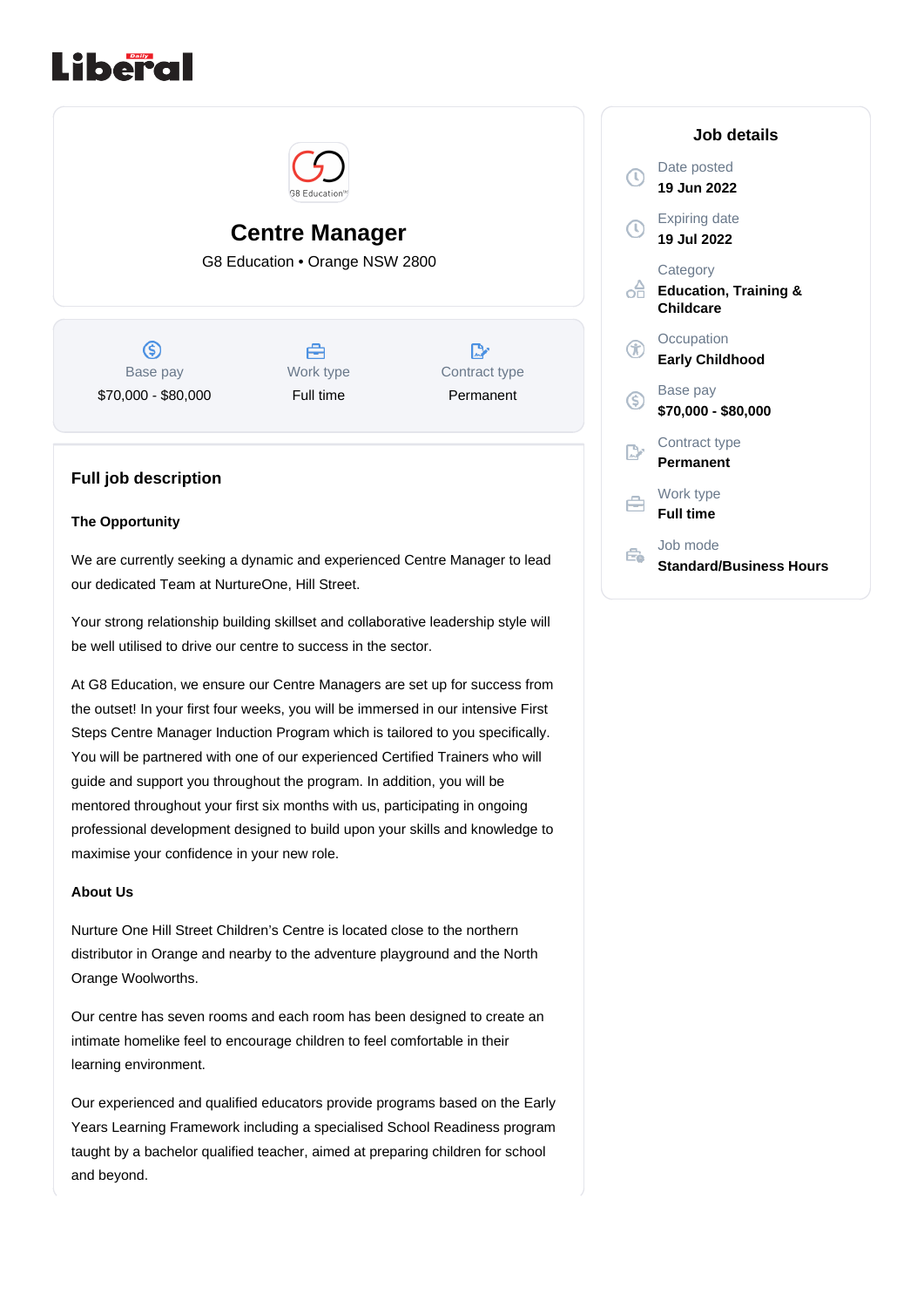# Centre Manager

G8 Education • Orange NSW 2800

| Base pay | Work type | Contract type |
| --- | --- | --- |
| $70,000 - $80,000 | Full time | Permanent |

## Full job description

**The Opportunity**

We are currently seeking a dynamic and experienced Centre Manager to lead our dedicated Team at NurtureOne, Hill Street.

Your strong relationship building skillset and collaborative leadership style will be well utilised to drive our centre to success in the sector.

At G8 Education, we ensure our Centre Managers are set up for success from the outset! In your first four weeks, you will be immersed in our intensive First Steps Centre Manager Induction Program which is tailored to you specifically. You will be partnered with one of our experienced Certified Trainers who will guide and support you throughout the program. In addition, you will be mentored throughout your first six months with us, participating in ongoing professional development designed to build upon your skills and knowledge to maximise your confidence in your new role.

**About Us**

Nurture One Hill Street Children's Centre is located close to the northern distributor in Orange and nearby to the adventure playground and the North Orange Woolworths.

Our centre has seven rooms and each room has been designed to create an intimate homelike feel to encourage children to feel comfortable in their learning environment.

Our experienced and qualified educators provide programs based on the Early Years Learning Framework including a specialised School Readiness program taught by a bachelor qualified teacher, aimed at preparing children for school and beyond.

## Job details

Date posted
**19 Jun 2022**

Expiring date
**19 Jul 2022**

Category
**Education, Training & Childcare**

Occupation
**Early Childhood**

Base pay
**$70,000 - $80,000**

Contract type
**Permanent**

Work type
**Full time**

Job mode
**Standard/Business Hours**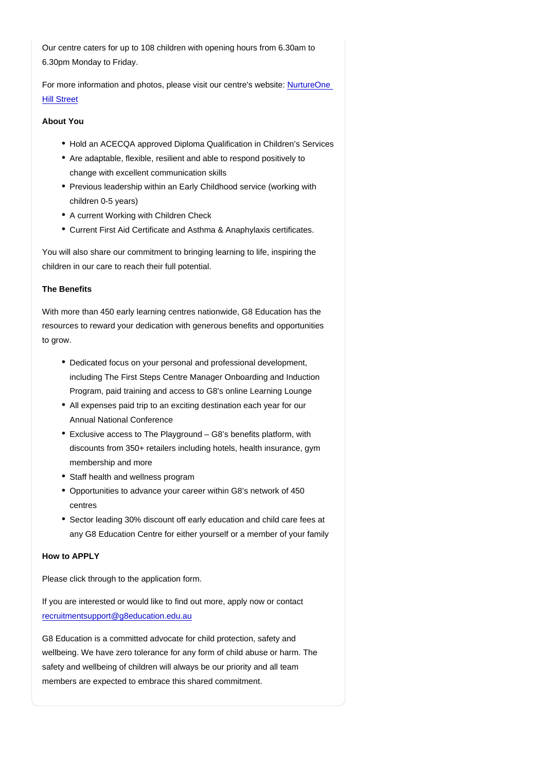Our centre caters for up to 108 children with opening hours from 6.30am to 6.30pm Monday to Friday.

For more information and photos, please visit our centre's website: [NurtureOne Hill Street]()

**About You**

- Hold an ACECQA approved Diploma Qualification in Children's Services
- Are adaptable, flexible, resilient and able to respond positively to change with excellent communication skills
- Previous leadership within an Early Childhood service (working with children 0-5 years)
- A current Working with Children Check
- Current First Aid Certificate and Asthma & Anaphylaxis certificates.

You will also share our commitment to bringing learning to life, inspiring the children in our care to reach their full potential.

**The Benefits**

With more than 450 early learning centres nationwide, G8 Education has the resources to reward your dedication with generous benefits and opportunities to grow.

- Dedicated focus on your personal and professional development, including The First Steps Centre Manager Onboarding and Induction Program, paid training and access to G8's online Learning Lounge
- All expenses paid trip to an exciting destination each year for our Annual National Conference
- Exclusive access to The Playground – G8's benefits platform, with discounts from 350+ retailers including hotels, health insurance, gym membership and more
- Staff health and wellness program
- Opportunities to advance your career within G8's network of 450 centres
- Sector leading 30% discount off early education and child care fees at any G8 Education Centre for either yourself or a member of your family

**How to APPLY**

Please click through to the application form.

If you are interested or would like to find out more, apply now or contact [recruitmentsupport@g8education.edu.au](mailto:recruitmentsupport@g8education.edu.au)

G8 Education is a committed advocate for child protection, safety and wellbeing. We have zero tolerance for any form of child abuse or harm. The safety and wellbeing of children will always be our priority and all team members are expected to embrace this shared commitment.